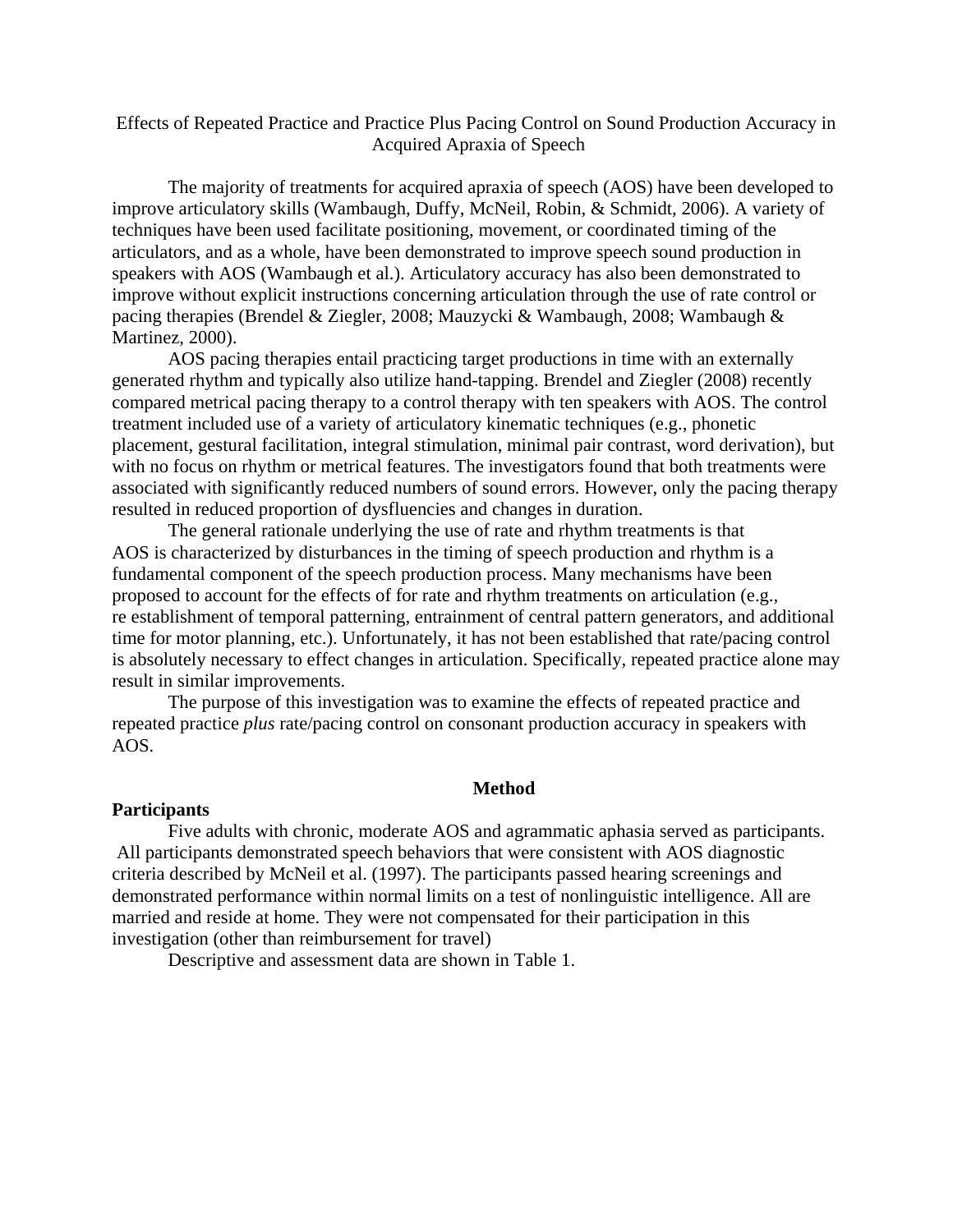# Effects of Repeated Practice and Practice Plus Pacing Control on Sound Production Accuracy in Acquired Apraxia of Speech

The majority of treatments for acquired apraxia of speech (AOS) have been developed to improve articulatory skills (Wambaugh, Duffy, McNeil, Robin, & Schmidt, 2006). A variety of techniques have been used facilitate positioning, movement, or coordinated timing of the articulators, and as a whole, have been demonstrated to improve speech sound production in speakers with AOS (Wambaugh et al.). Articulatory accuracy has also been demonstrated to improve without explicit instructions concerning articulation through the use of rate control or pacing therapies (Brendel & Ziegler, 2008; Mauzycki & Wambaugh, 2008; Wambaugh & Martinez, 2000).

AOS pacing therapies entail practicing target productions in time with an externally generated rhythm and typically also utilize hand-tapping. Brendel and Ziegler (2008) recently compared metrical pacing therapy to a control therapy with ten speakers with AOS. The control treatment included use of a variety of articulatory kinematic techniques (e.g., phonetic placement, gestural facilitation, integral stimulation, minimal pair contrast, word derivation), but with no focus on rhythm or metrical features. The investigators found that both treatments were associated with significantly reduced numbers of sound errors. However, only the pacing therapy resulted in reduced proportion of dysfluencies and changes in duration.

The general rationale underlying the use of rate and rhythm treatments is that AOS is characterized by disturbances in the timing of speech production and rhythm is a fundamental component of the speech production process. Many mechanisms have been proposed to account for the effects of for rate and rhythm treatments on articulation (e.g., re establishment of temporal patterning, entrainment of central pattern generators, and additional time for motor planning, etc.). Unfortunately, it has not been established that rate/pacing control is absolutely necessary to effect changes in articulation. Specifically, repeated practice alone may result in similar improvements.

The purpose of this investigation was to examine the effects of repeated practice and repeated practice *plus* rate/pacing control on consonant production accuracy in speakers with AOS.

## Method

### Participants

Five adults with chronic, moderate AOS and agrammatic aphasia served as participants. All participants demonstrated speech behaviors that were consistent with AOS diagnostic criteria described by McNeil et al. (1997). The participants passed hearing screenings and demonstrated performance within normal limits on a test of nonlinguistic intelligence. All are married and reside at home. They were not compensated for their participation in this investigation (other than reimbursement for travel)

Descriptive and assessment data are shown in Table 1.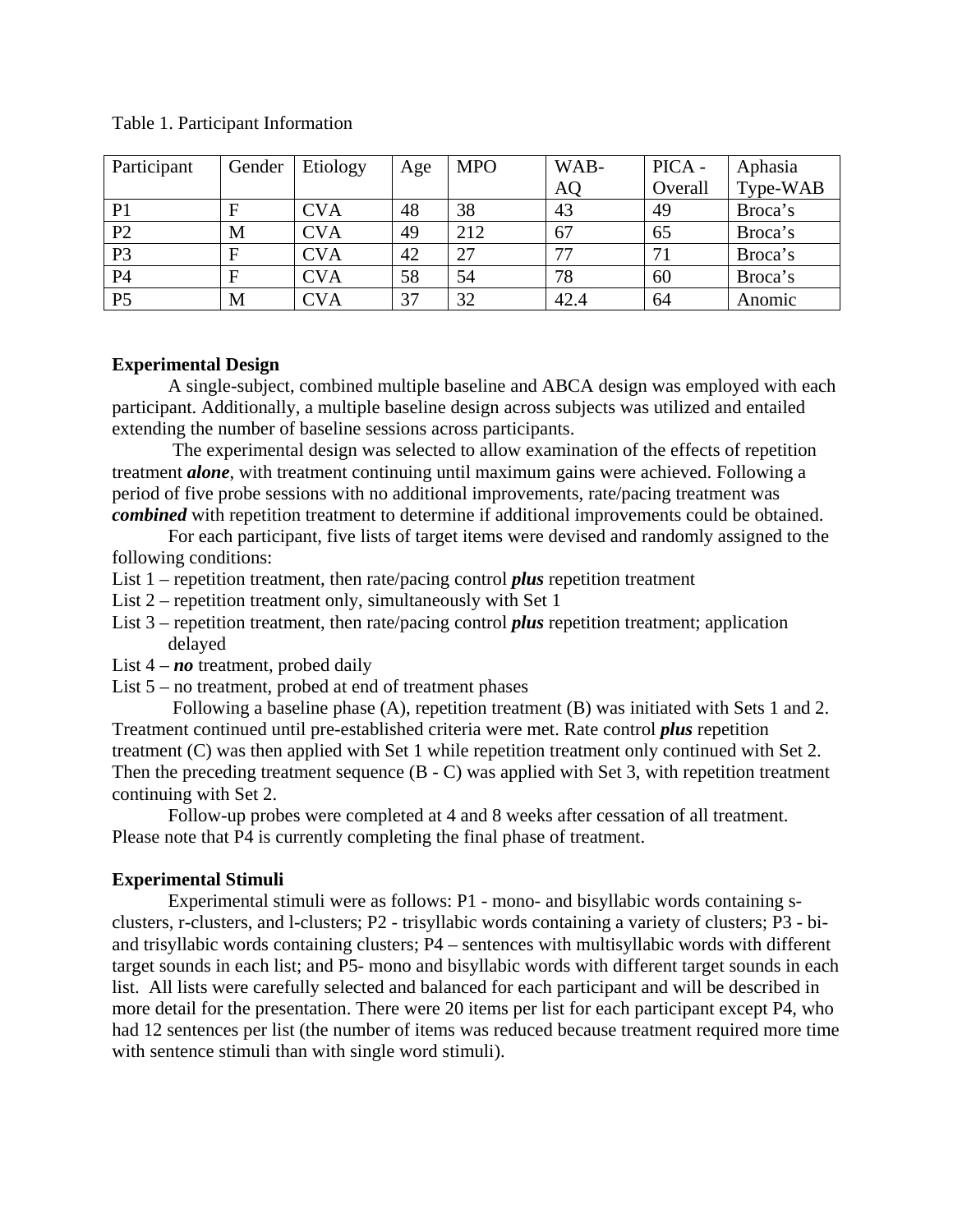Table 1. Participant Information

| Participant | Gender | Etiology | Age | MPO | WAB-AQ | PICA - Overall | Aphasia Type-WAB |
|---|---|---|---|---|---|---|---|
| P1 | F | CVA | 48 | 38 | 43 | 49 | Broca's |
| P2 | M | CVA | 49 | 212 | 67 | 65 | Broca's |
| P3 | F | CVA | 42 | 27 | 77 | 71 | Broca's |
| P4 | F | CVA | 58 | 54 | 78 | 60 | Broca's |
| P5 | M | CVA | 37 | 32 | 42.4 | 64 | Anomic |

**Experimental Design**

A single-subject, combined multiple baseline and ABCA design was employed with each participant. Additionally, a multiple baseline design across subjects was utilized and entailed extending the number of baseline sessions across participants.

The experimental design was selected to allow examination of the effects of repetition treatment ***alone***, with treatment continuing until maximum gains were achieved. Following a period of five probe sessions with no additional improvements, rate/pacing treatment was ***combined*** with repetition treatment to determine if additional improvements could be obtained.

For each participant, five lists of target items were devised and randomly assigned to the following conditions:

List 1 – repetition treatment, then rate/pacing control ***plus*** repetition treatment
List 2 – repetition treatment only, simultaneously with Set 1
List 3 – repetition treatment, then rate/pacing control ***plus*** repetition treatment; application delayed
List 4 – ***no*** treatment, probed daily
List 5 – no treatment, probed at end of treatment phases

Following a baseline phase (A), repetition treatment (B) was initiated with Sets 1 and 2. Treatment continued until pre-established criteria were met. Rate control ***plus*** repetition treatment (C) was then applied with Set 1 while repetition treatment only continued with Set 2. Then the preceding treatment sequence (B - C) was applied with Set 3, with repetition treatment continuing with Set 2.

Follow-up probes were completed at 4 and 8 weeks after cessation of all treatment. Please note that P4 is currently completing the final phase of treatment.

**Experimental Stimuli**

Experimental stimuli were as follows: P1 - mono- and bisyllabic words containing s-clusters, r-clusters, and l-clusters; P2 - trisyllabic words containing a variety of clusters; P3 - bi- and trisyllabic words containing clusters; P4 – sentences with multisyllabic words with different target sounds in each list; and P5- mono and bisyllabic words with different target sounds in each list. All lists were carefully selected and balanced for each participant and will be described in more detail for the presentation. There were 20 items per list for each participant except P4, who had 12 sentences per list (the number of items was reduced because treatment required more time with sentence stimuli than with single word stimuli).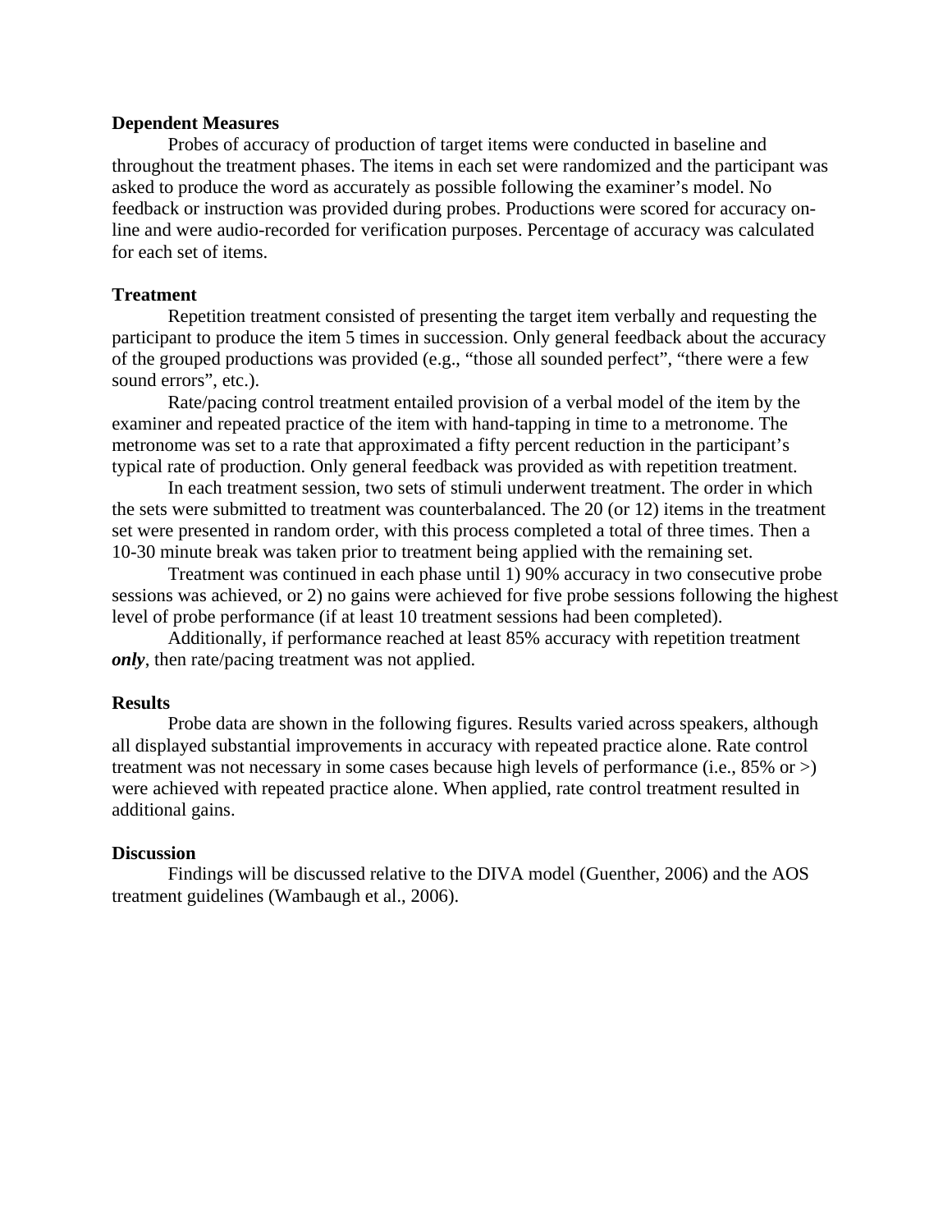**Dependent Measures**

Probes of accuracy of production of target items were conducted in baseline and throughout the treatment phases. The items in each set were randomized and the participant was asked to produce the word as accurately as possible following the examiner's model. No feedback or instruction was provided during probes. Productions were scored for accuracy on-line and were audio-recorded for verification purposes. Percentage of accuracy was calculated for each set of items.

**Treatment**

Repetition treatment consisted of presenting the target item verbally and requesting the participant to produce the item 5 times in succession. Only general feedback about the accuracy of the grouped productions was provided (e.g., "those all sounded perfect", "there were a few sound errors", etc.).

Rate/pacing control treatment entailed provision of a verbal model of the item by the examiner and repeated practice of the item with hand-tapping in time to a metronome. The metronome was set to a rate that approximated a fifty percent reduction in the participant's typical rate of production. Only general feedback was provided as with repetition treatment.

In each treatment session, two sets of stimuli underwent treatment. The order in which the sets were submitted to treatment was counterbalanced. The 20 (or 12) items in the treatment set were presented in random order, with this process completed a total of three times. Then a 10-30 minute break was taken prior to treatment being applied with the remaining set.

Treatment was continued in each phase until 1) 90% accuracy in two consecutive probe sessions was achieved, or 2) no gains were achieved for five probe sessions following the highest level of probe performance (if at least 10 treatment sessions had been completed).

Additionally, if performance reached at least 85% accuracy with repetition treatment ***only***, then rate/pacing treatment was not applied.

**Results**

Probe data are shown in the following figures. Results varied across speakers, although all displayed substantial improvements in accuracy with repeated practice alone. Rate control treatment was not necessary in some cases because high levels of performance (i.e., 85% or >) were achieved with repeated practice alone. When applied, rate control treatment resulted in additional gains.

**Discussion**

Findings will be discussed relative to the DIVA model (Guenther, 2006) and the AOS treatment guidelines (Wambaugh et al., 2006).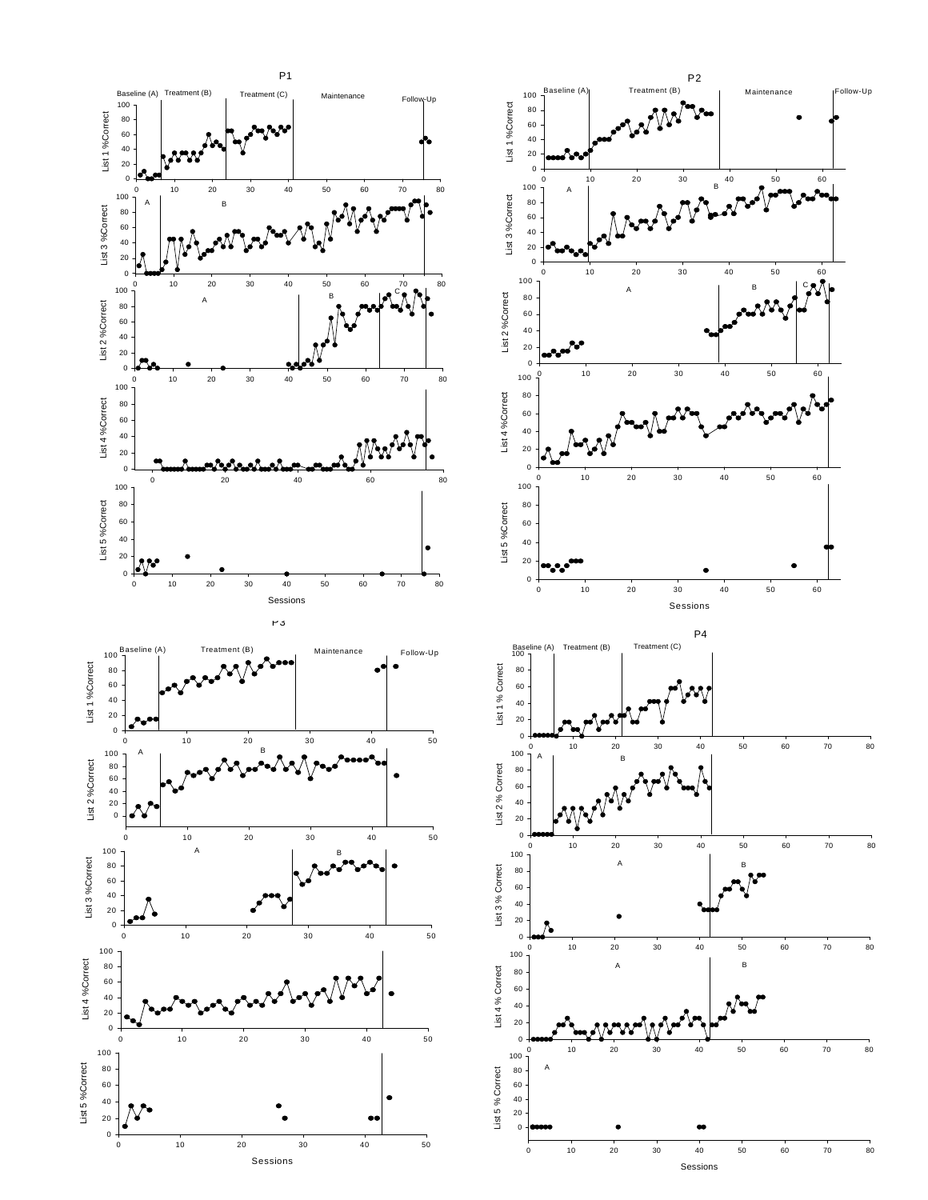P1

Baseline (A) | Treatment (B) | Treatment (C) | Maintenance | Follow-Up

List 1 %Correct, List 3 %Correct, List 2 %Correct, List 4 %Correct, List 5 %Correct

Sessions

P2

Baseline (A) | Treatment (B) | Maintenance | Follow-Up

List 1 %Correct, List 3 %Correct, List 2 %Correct, List 4 %Correct, List 5 %Correct

Sessions

P3

Baseline (A) | Treatment (B) | Maintenance | Follow-Up

List 1 %Correct, List 2 %Correct, List 3 %Correct, List 4 %Correct, List 5 %Correct

Sessions

P4

Baseline (A) | Treatment (B) | Treatment (C)

List 1 % Correct, List 2 % Correct, List 3 % Correct, List 4 % Correct, List 5 % Correct

Sessions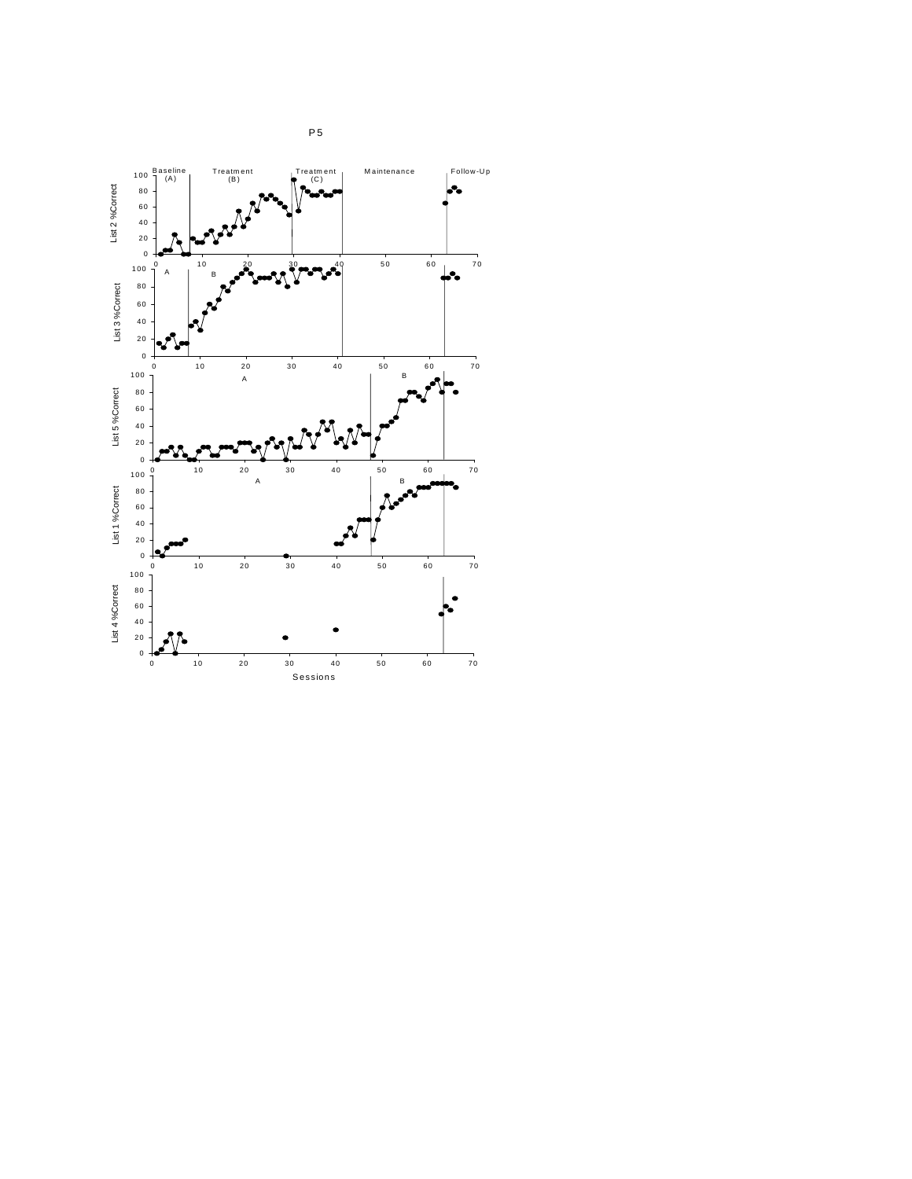P5

Baseline (A) | Treatment (B) | Treatment (C) | Maintenance | Follow-Up

List 2 %Correct

A | B

List 3 %Correct

A | B

List 5 %Correct

A | B

List 1 %Correct

List 4 %Correct

Sessions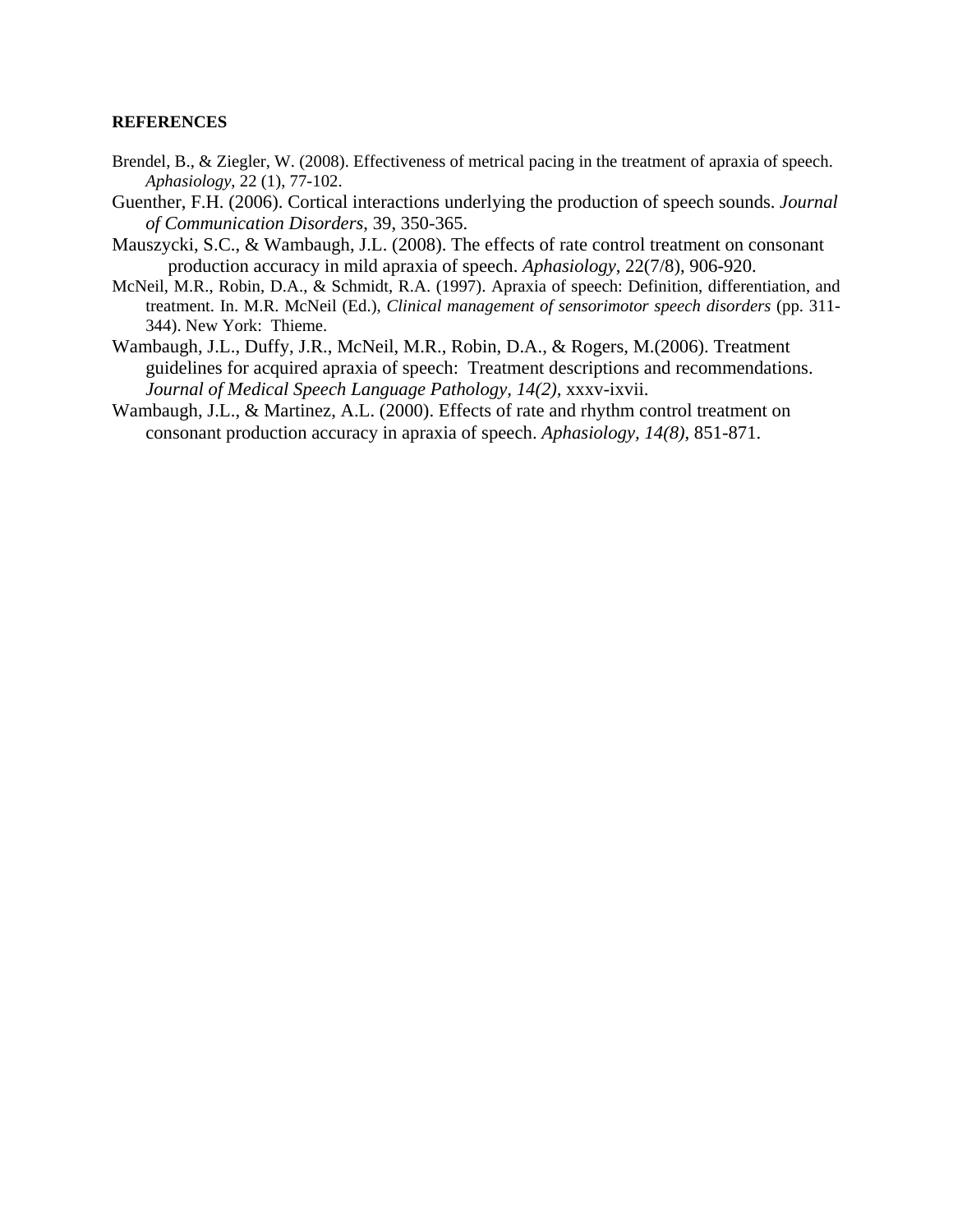**REFERENCES**

Brendel, B., & Ziegler, W. (2008). Effectiveness of metrical pacing in the treatment of apraxia of speech. *Aphasiology*, 22 (1), 77-102.

Guenther, F.H. (2006). Cortical interactions underlying the production of speech sounds. *Journal of Communication Disorders*, 39, 350-365.

Mauszycki, S.C., & Wambaugh, J.L. (2008). The effects of rate control treatment on consonant production accuracy in mild apraxia of speech. *Aphasiology*, 22(7/8), 906-920.

McNeil, M.R., Robin, D.A., & Schmidt, R.A. (1997). Apraxia of speech: Definition, differentiation, and treatment. In. M.R. McNeil (Ed.), *Clinical management of sensorimotor speech disorders* (pp. 311-344). New York: Thieme.

Wambaugh, J.L., Duffy, J.R., McNeil, M.R., Robin, D.A., & Rogers, M.(2006). Treatment guidelines for acquired apraxia of speech: Treatment descriptions and recommendations. *Journal of Medical Speech Language Pathology, 14(2),* xxxv-ixvii.

Wambaugh, J.L., & Martinez, A.L. (2000). Effects of rate and rhythm control treatment on consonant production accuracy in apraxia of speech. *Aphasiology, 14(8)*, 851-871.